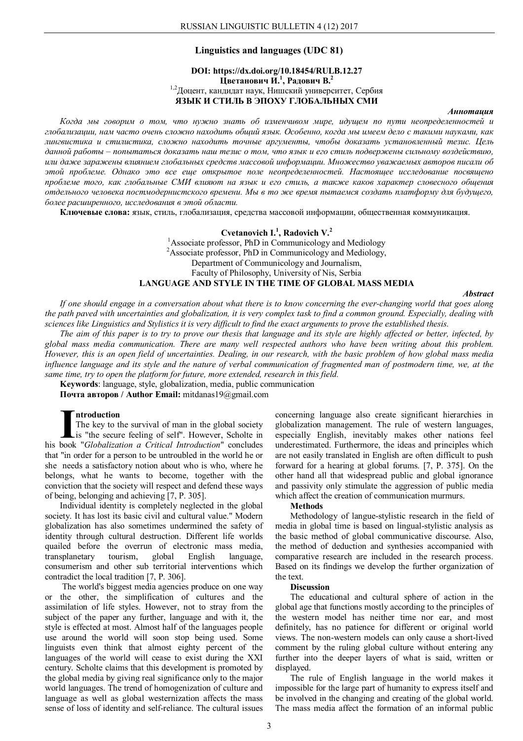**Linguistics and languages (UDC 81)**

**DOI: https://dx.doi.org/10.18454/RULB.12.27**

**Цветанович И.[1], Радович В.[2]**

[1,2]Доцент, кандидат наук, Нишский университет, Сербия

**ЯЗЫК И СТИЛЬ В ЭПОХУ ГЛОБАЛЬНЫХ СМИ**

***Аннотация***

*Когда мы говорим о том, что нужно знать об изменчивом мире, идущем по пути неопределенностей и глобализации, нам часто очень сложно находить общий язык. Особенно, когда мы имеем дело с такими науками, как лингвистика и стилистика, сложно находить точные аргументы, чтобы доказать установленный тезис. Цель данной работы – попытаться доказать наш тезис о том, что язык и его стиль подвержены сильному воздействию, или даже заражены влиянием глобальных средств массовой информации. Множество уважаемых авторов писали об этой проблеме. Однако это все еще открытое поле неопределенностей. Настоящее исследование посвящено проблеме того, как глобальные СМИ влияют на язык и его стиль, а также каков характер словесного общения отдельного человека постмодернистского времени. Мы в то же время пытаемся создать платформу для будущего, более расширенного, исследования в этой области.*

**Ключевые слова:** язык, стиль, глобализация, средства массовой информации, общественная коммуникация.

**Cvetanovich I.[1], Radovich V.[2]**

[1]Associate professor, PhD in Communicology and Mediology

[2]Associate professor, PhD in Communicology and Mediology,

Department of Communicology and Journalism,

Faculty of Philosophy, University of Nis, Serbia

**LANGUAGE AND STYLE IN THE TIME OF GLOBAL MASS MEDIA**

***Abstract***

*If one should engage in a conversation about what there is to know concerning the ever-changing world that goes along the path paved with uncertainties and globalization, it is very complex task to find a common ground. Especially, dealing with sciences like Linguistics and Stylistics it is very difficult to find the exact arguments to prove the established thesis.*

*The aim of this paper is to try to prove our thesis that language and its style are highly affected or better, infected, by global mass media communication. There are many well respected authors who have been writing about this problem. However, this is an open field of uncertainties. Dealing, in our research, with the basic problem of how global mass media influence language and its style and the nature of verbal communication of fragmented man of postmodern time, we, at the same time, try to open the platform for future, more extended, research in this field.*

**Keywords**: language, style, globalization, media, public communication

**Почта авторов / Author Email:** mitdanas19@gmail.com

**Introduction**

The key to the survival of man in the global society is "the secure feeling of self". However, Scholte in his book "*Globalization a Critical Introduction*" concludes that "in order for a person to be untroubled in the world he or she needs a satisfactory notion about who is who, where he belongs, what he wants to become, together with the conviction that the society will respect and defend these ways of being, belonging and achieving [7, P. 305].

Individual identity is completely neglected in the global society. It has lost its basic civil and cultural value." Modern globalization has also sometimes undermined the safety of identity through cultural destruction. Different life worlds quailed before the overrun of electronic mass media, transplanetary tourism, global English language, consumerism and other sub territorial interventions which contradict the local tradition [7, P. 306].

The world's biggest media agencies produce on one way or the other, the simplification of cultures and the assimilation of life styles. However, not to stray from the subject of the paper any further, language and with it, the style is effected at most. Almost half of the languages people use around the world will soon stop being used. Some linguists even think that almost eighty percent of the languages of the world will cease to exist during the XXI century. Scholte claims that this development is promoted by the global media by giving real significance only to the major world languages. The trend of homogenization of culture and language as well as global westernization affects the mass sense of loss of identity and self-reliance. The cultural issues concerning language also create significant hierarchies in globalization management. The rule of western languages, especially English, inevitably makes other nations feel underestimated. Furthermore, the ideas and principles which are not easily translated in English are often difficult to push forward for a hearing at global forums. [7, P. 375]. On the other hand all that widespread public and global ignorance and passivity only stimulate the aggression of public media which affect the creation of communication murmurs.

**Methods**

Methodology of langue-stylistic research in the field of media in global time is based on lingual-stylistic analysis as the basic method of global communicative discourse. Also, the method of deduction and syntheses accompanied with comparative research are included in the research process. Based on its findings we develop the further organization of the text.

**Discussion**

The educational and cultural sphere of action in the global age that functions mostly according to the principles of the western model has neither time nor ear, and most definitely, has no patience for different or original world views. The non-western models can only cause a short-lived comment by the ruling global culture without entering any further into the deeper layers of what is said, written or displayed.

The rule of English language in the world makes it impossible for the large part of humanity to express itself and be involved in the changing and creating of the global world. The mass media affect the formation of an informal public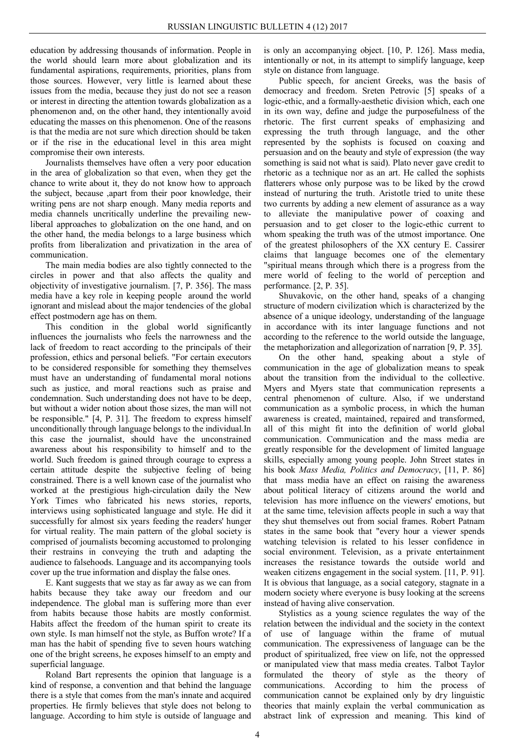education by addressing thousands of information. People in the world should learn more about globalization and its fundamental aspirations, requirements, priorities, plans from those sources. However, very little is learned about these issues from the media, because they just do not see a reason or interest in directing the attention towards globalization as a phenomenon and, on the other hand, they intentionally avoid educating the masses on this phenomenon. One of the reasons is that the media are not sure which direction should be taken or if the rise in the educational level in this area might compromise their own interests.

Journalists themselves have often a very poor education in the area of globalization so that even, when they get the chance to write about it, they do not know how to approach the subject, because ,apart from their poor knowledge, their writing pens are not sharp enough. Many media reports and media channels uncritically underline the prevailing new-liberal approaches to globalization on the one hand, and on the other hand, the media belongs to a large business which profits from liberalization and privatization in the area of communication.

The main media bodies are also tightly connected to the circles in power and that also affects the quality and objectivity of investigative journalism. [7, P. 356]. The mass media have a key role in keeping people around the world ignorant and mislead about the major tendencies of the global effect postmodern age has on them.

This condition in the global world significantly influences the journalists who feels the narrowness and the lack of freedom to react according to the principals of their profession, ethics and personal beliefs. "For certain executors to be considered responsible for something they themselves must have an understanding of fundamental moral notions such as justice, and moral reactions such as praise and condemnation. Such understanding does not have to be deep, but without a wider notion about those sizes, the man will not be responsible." [4, P. 31]. The freedom to express himself unconditionally through language belongs to the individual.In this case the journalist, should have the unconstrained awareness about his responsibility to himself and to the world. Such freedom is gained through courage to express a certain attitude despite the subjective feeling of being constrained. There is a well known case of the journalist who worked at the prestigious high-circulation daily the New York Times who fabricated his news stories, reports, interviews using sophisticated language and style. He did it successfully for almost six years feeding the readers' hunger for virtual reality. The main pattern of the global society is comprised of journalists becoming accustomed to prolonging their restrains in conveying the truth and adapting the audience to falsehoods. Language and its accompanying tools cover up the true information and display the false ones.

E. Kant suggests that we stay as far away as we can from habits because they take away our freedom and our independence. The global man is suffering more than ever from habits because those habits are mostly conformist. Habits affect the freedom of the human spirit to create its own style. Is man himself not the style, as Buffon wrote? If a man has the habit of spending five to seven hours watching one of the bright screens, he exposes himself to an empty and superficial language.

Roland Bart represents the opinion that language is a kind of response, a convention and that behind the language there is a style that comes from the man's innate and acquired properties. He firmly believes that style does not belong to language. According to him style is outside of language and is only an accompanying object. [10, P. 126]. Mass media, intentionally or not, in its attempt to simplify language, keep style on distance from language.

Public speech, for ancient Greeks, was the basis of democracy and freedom. Sreten Petrovic [5] speaks of a logic-ethic, and a formally-aesthetic division which, each one in its own way, define and judge the purposefulness of the rhetoric. The first current speaks of emphasizing and expressing the truth through language, and the other represented by the sophists is focused on coaxing and persuasion and on the beauty and style of expression (the way something is said not what is said). Plato never gave credit to rhetoric as a technique nor as an art. He called the sophists flatterers whose only purpose was to be liked by the crowd instead of nurturing the truth. Aristotle tried to unite these two currents by adding a new element of assurance as a way to alleviate the manipulative power of coaxing and persuasion and to get closer to the logic-ethic current to whom speaking the truth was of the utmost importance. One of the greatest philosophers of the XX century E. Cassirer claims that language becomes one of the elementary "spiritual means through which there is a progress from the mere world of feeling to the world of perception and performance. [2, P. 35].

Shuvakovic, on the other hand, speaks of a changing structure of modern civilization which is characterized by the absence of a unique ideology, understanding of the language in accordance with its inter language functions and not according to the reference to the world outside the language, the metaphorization and allegorization of narration [9, P. 35].

On the other hand, speaking about a style of communication in the age of globalization means to speak about the transition from the individual to the collective. Myers and Myers state that communication represents a central phenomenon of culture. Also, if we understand communication as a symbolic process, in which the human awareness is created, maintained, repaired and transformed, all of this might fit into the definition of world global communication. Communication and the mass media are greatly responsible for the development of limited language skills, especially among young people. John Street states in his book *Mass Media, Politics and Democracy*, [11, P. 86] that mass media have an effect on raising the awareness about political literacy of citizens around the world and television has more influence on the viewers' emotions, but at the same time, television affects people in such a way that they shut themselves out from social frames. Robert Patnam states in the same book that "every hour a viewer spends watching television is related to his lesser confidence in social environment. Television, as a private entertainment increases the resistance towards the outside world and weaken citizens engagement in the social system. [11, P. 91]. It is obvious that language, as a social category, stagnate in a modern society where everyone is busy looking at the screens instead of having alive conservation.

Stylistics as a young science regulates the way of the relation between the individual and the society in the context of use of language within the frame of mutual communication. The expressiveness of language can be the product of spiritualized, free view on life, not the oppressed or manipulated view that mass media creates. Talbot Taylor formulated the theory of style as the theory of communications. According to him the process of communication cannot be explained only by dry linguistic theories that mainly explain the verbal communication as abstract link of expression and meaning. This kind of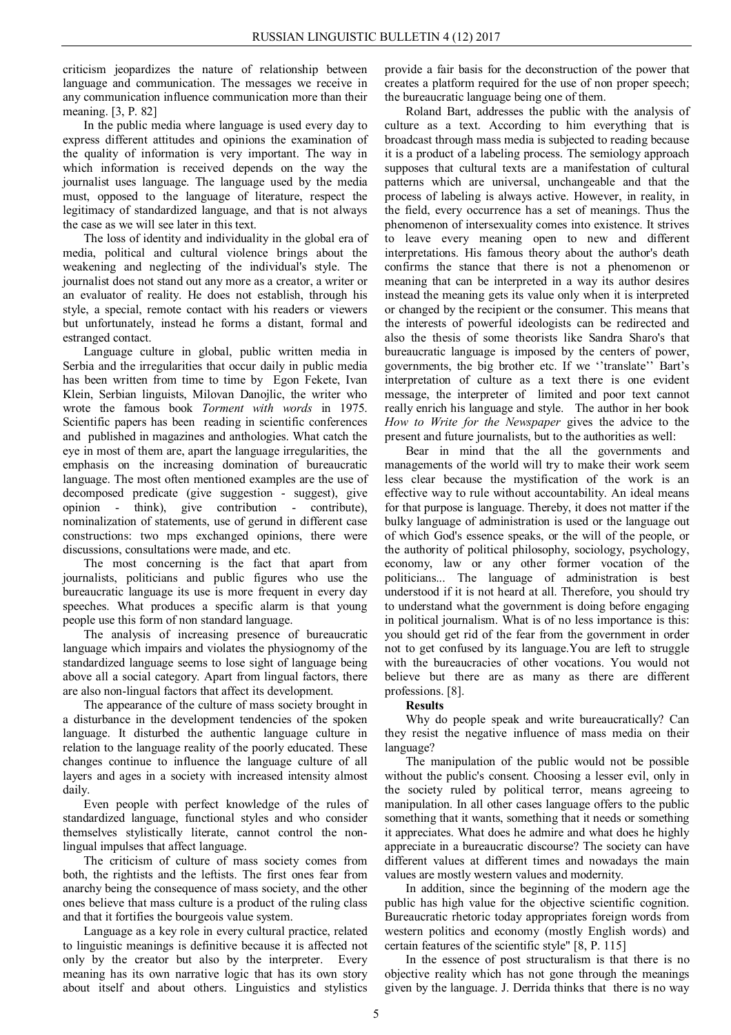criticism jeopardizes the nature of relationship between language and communication. The messages we receive in any communication influence communication more than their meaning. [3, P. 82]

In the public media where language is used every day to express different attitudes and opinions the examination of the quality of information is very important. The way in which information is received depends on the way the journalist uses language. The language used by the media must, opposed to the language of literature, respect the legitimacy of standardized language, and that is not always the case as we will see later in this text.

The loss of identity and individuality in the global era of media, political and cultural violence brings about the weakening and neglecting of the individual's style. The journalist does not stand out any more as a creator, a writer or an evaluator of reality. He does not establish, through his style, a special, remote contact with his readers or viewers but unfortunately, instead he forms a distant, formal and estranged contact.

Language culture in global, public written media in Serbia and the irregularities that occur daily in public media has been written from time to time by Egon Fekete, Ivan Klein, Serbian linguists, Milovan Danojlic, the writer who wrote the famous book *Torment with words* in 1975. Scientific papers has been reading in scientific conferences and published in magazines and anthologies. What catch the eye in most of them are, apart the language irregularities, the emphasis on the increasing domination of bureaucratic language. The most often mentioned examples are the use of decomposed predicate (give suggestion - suggest), give opinion - think), give contribution - contribute), nominalization of statements, use of gerund in different case constructions: two mps exchanged opinions, there were discussions, consultations were made, and etc.

The most concerning is the fact that apart from journalists, politicians and public figures who use the bureaucratic language its use is more frequent in every day speeches. What produces a specific alarm is that young people use this form of non standard language.

The analysis of increasing presence of bureaucratic language which impairs and violates the physiognomy of the standardized language seems to lose sight of language being above all a social category. Apart from lingual factors, there are also non-lingual factors that affect its development.

The appearance of the culture of mass society brought in a disturbance in the development tendencies of the spoken language. It disturbed the authentic language culture in relation to the language reality of the poorly educated. These changes continue to influence the language culture of all layers and ages in a society with increased intensity almost daily.

Even people with perfect knowledge of the rules of standardized language, functional styles and who consider themselves stylistically literate, cannot control the non-lingual impulses that affect language.

The criticism of culture of mass society comes from both, the rightists and the leftists. The first ones fear from anarchy being the consequence of mass society, and the other ones believe that mass culture is a product of the ruling class and that it fortifies the bourgeois value system.

Language as a key role in every cultural practice, related to linguistic meanings is definitive because it is affected not only by the creator but also by the interpreter. Every meaning has its own narrative logic that has its own story about itself and about others. Linguistics and stylistics provide a fair basis for the deconstruction of the power that creates a platform required for the use of non proper speech; the bureaucratic language being one of them.

Roland Bart, addresses the public with the analysis of culture as a text. According to him everything that is broadcast through mass media is subjected to reading because it is a product of a labeling process. The semiology approach supposes that cultural texts are a manifestation of cultural patterns which are universal, unchangeable and that the process of labeling is always active. However, in reality, in the field, every occurrence has a set of meanings. Thus the phenomenon of intersexuality comes into existence. It strives to leave every meaning open to new and different interpretations. His famous theory about the author's death confirms the stance that there is not a phenomenon or meaning that can be interpreted in a way its author desires instead the meaning gets its value only when it is interpreted or changed by the recipient or the consumer. This means that the interests of powerful ideologists can be redirected and also the thesis of some theorists like Sandra Sharo's that bureaucratic language is imposed by the centers of power, governments, the big brother etc. If we ''translate'' Bart's interpretation of culture as a text there is one evident message, the interpreter of limited and poor text cannot really enrich his language and style. The author in her book *How to Write for the Newspaper* gives the advice to the present and future journalists, but to the authorities as well:

Bear in mind that the all the governments and managements of the world will try to make their work seem less clear because the mystification of the work is an effective way to rule without accountability. An ideal means for that purpose is language. Thereby, it does not matter if the bulky language of administration is used or the language out of which God's essence speaks, or the will of the people, or the authority of political philosophy, sociology, psychology, economy, law or any other former vocation of the politicians... The language of administration is best understood if it is not heard at all. Therefore, you should try to understand what the government is doing before engaging in political journalism. What is of no less importance is this: you should get rid of the fear from the government in order not to get confused by its language.You are left to struggle with the bureaucracies of other vocations. You would not believe but there are as many as there are different professions. [8].

**Results**

Why do people speak and write bureaucratically? Can they resist the negative influence of mass media on their language?

The manipulation of the public would not be possible without the public's consent. Choosing a lesser evil, only in the society ruled by political terror, means agreeing to manipulation. In all other cases language offers to the public something that it wants, something that it needs or something it appreciates. What does he admire and what does he highly appreciate in a bureaucratic discourse? The society can have different values at different times and nowadays the main values are mostly western values and modernity.

In addition, since the beginning of the modern age the public has high value for the objective scientific cognition. Bureaucratic rhetoric today appropriates foreign words from western politics and economy (mostly English words) and certain features of the scientific style" [8, P. 115]

In the essence of post structuralism is that there is no objective reality which has not gone through the meanings given by the language. J. Derrida thinks that there is no way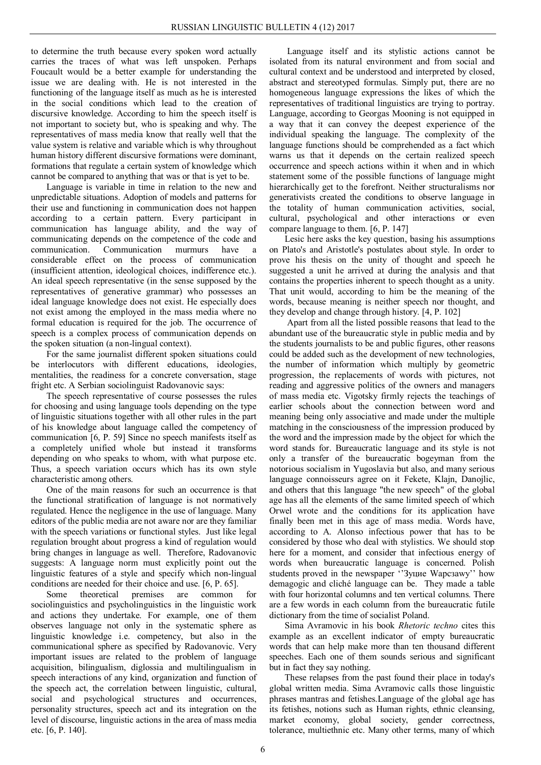to determine the truth because every spoken word actually carries the traces of what was left unspoken. Perhaps Foucault would be a better example for understanding the issue we are dealing with. He is not interested in the functioning of the language itself as much as he is interested in the social conditions which lead to the creation of discursive knowledge. According to him the speech itself is not important to society but, who is speaking and why. The representatives of mass media know that really well that the value system is relative and variable which is why throughout human history different discursive formations were dominant, formations that regulate a certain system of knowledge which cannot be compared to anything that was or that is yet to be.

Language is variable in time in relation to the new and unpredictable situations. Adoption of models and patterns for their use and functioning in communication does not happen according to a certain pattern. Every participant in communication has language ability, and the way of communicating depends on the competence of the code and communication. Communication murmurs have a considerable effect on the process of communication (insufficient attention, ideological choices, indifference etc.). An ideal speech representative (in the sense supposed by the representatives of generative grammar) who possesses an ideal language knowledge does not exist. He especially does not exist among the employed in the mass media where no formal education is required for the job. The occurrence of speech is a complex process of communication depends on the spoken situation (a non-lingual context).

For the same journalist different spoken situations could be interlocutors with different educations, ideologies, mentalities, the readiness for a concrete conversation, stage fright etc. A Serbian sociolinguist Radovanovic says:

The speech representative of course possesses the rules for choosing and using language tools depending on the type of linguistic situations together with all other rules in the part of his knowledge about language called the competency of communication [6, P. 59] Since no speech manifests itself as a completely unified whole but instead it transforms depending on who speaks to whom, with what purpose etc. Thus, a speech variation occurs which has its own style characteristic among others.

One of the main reasons for such an occurrence is that the functional stratification of language is not normatively regulated. Hence the negligence in the use of language. Many editors of the public media are not aware nor are they familiar with the speech variations or functional styles. Just like legal regulation brought about progress a kind of regulation would bring changes in language as well. Therefore, Radovanovic suggests: A language norm must explicitly point out the linguistic features of a style and specify which non-lingual conditions are needed for their choice and use. [6, P. 65].

Some theoretical premises are common for sociolinguistics and psycholinguistics in the linguistic work and actions they undertake. For example, one of them observes language not only in the systematic sphere as linguistic knowledge i.e. competency, but also in the communicational sphere as specified by Radovanovic. Very important issues are related to the problem of language acquisition, bilingualism, diglossia and multilingualism in speech interactions of any kind, organization and function of the speech act, the correlation between linguistic, cultural, social and psychological structures and occurrences, personality structures, speech act and its integration on the level of discourse, linguistic actions in the area of mass media etc. [6, P. 140].

Language itself and its stylistic actions cannot be isolated from its natural environment and from social and cultural context and be understood and interpreted by closed, abstract and stereotyped formulas. Simply put, there are no homogeneous language expressions the likes of which the representatives of traditional linguistics are trying to portray. Language, according to Georgas Mooning is not equipped in a way that it can convey the deepest experience of the individual speaking the language. The complexity of the language functions should be comprehended as a fact which warns us that it depends on the certain realized speech occurrence and speech actions within it when and in which statement some of the possible functions of language might hierarchically get to the forefront. Neither structuralisms nor generativists created the conditions to observe language in the totality of human communication activities, social, cultural, psychological and other interactions or even compare language to them. [6, P. 147]

Lesic here asks the key question, basing his assumptions on Plato's and Aristotle's postulates about style. In order to prove his thesis on the unity of thought and speech he suggested a unit he arrived at during the analysis and that contains the properties inherent to speech thought as a unity. That unit would, according to him be the meaning of the words, because meaning is neither speech nor thought, and they develop and change through history. [4, P. 102]

Apart from all the listed possible reasons that lead to the abundant use of the bureaucratic style in public media and by the students journalists to be and public figures, other reasons could be added such as the development of new technologies, the number of information which multiply by geometric progression, the replacements of words with pictures, not reading and aggressive politics of the owners and managers of mass media etc. Vigotsky firmly rejects the teachings of earlier schools about the connection between word and meaning being only associative and made under the multiple matching in the consciousness of the impression produced by the word and the impression made by the object for which the word stands for. Bureaucratic language and its style is not only a transfer of the bureaucratic bogeyman from the notorious socialism in Yugoslavia but also, and many serious language connoisseurs agree on it Fekete, Klajn, Danojlic, and others that this language "the new speech" of the global age has all the elements of the same limited speech of which Orwel wrote and the conditions for its application have finally been met in this age of mass media. Words have, according to A. Alonso infectious power that has to be considered by those who deal with stylistics. We should stop here for a moment, and consider that infectious energy of words when bureaucratic language is concerned. Polish students proved in the newspaper ''Зyцие Wapcзawy'' how demagogic and cliché language can be. They made a table with four horizontal columns and ten vertical columns. There are a few words in each column from the bureaucratic futile dictionary from the time of socialist Poland.

Sima Avramovic in his book *Rhetoric techno* cites this example as an excellent indicator of empty bureaucratic words that can help make more than ten thousand different speeches. Each one of them sounds serious and significant but in fact they say nothing.

These relapses from the past found their place in today's global written media. Sima Avramovic calls those linguistic phrases mantras and fetishes.Language of the global age has its fetishes, notions such as Human rights, ethnic cleansing, market economy, global society, gender correctness, tolerance, multiethnic etc. Many other terms, many of which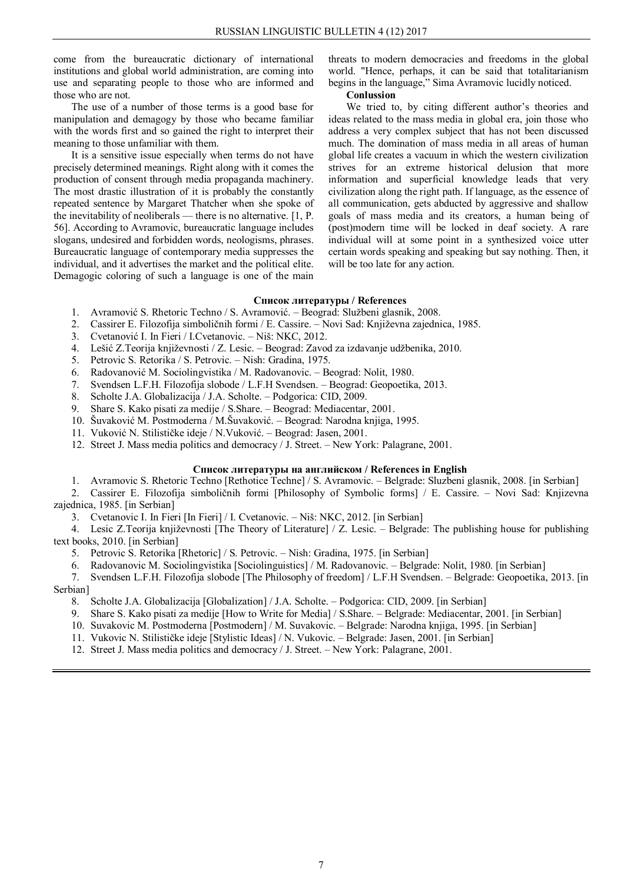come from the bureaucratic dictionary of international institutions and global world administration, are coming into use and separating people to those who are informed and those who are not.

The use of a number of those terms is a good base for manipulation and demagogy by those who became familiar with the words first and so gained the right to interpret their meaning to those unfamiliar with them.

It is a sensitive issue especially when terms do not have precisely determined meanings. Right along with it comes the production of consent through media propaganda machinery. The most drastic illustration of it is probably the constantly repeated sentence by Margaret Thatcher when she spoke of the inevitability of neoliberals — there is no alternative. [1, P. 56]. According to Avramovic, bureaucratic language includes slogans, undesired and forbidden words, neologisms, phrases. Bureaucratic language of contemporary media suppresses the individual, and it advertises the market and the political elite. Demagogic coloring of such a language is one of the main threats to modern democracies and freedoms in the global world. "Hence, perhaps, it can be said that totalitarianism begins in the language," Sima Avramovic lucidly noticed.

**Conlussion**

We tried to, by citing different author's theories and ideas related to the mass media in global era, join those who address a very complex subject that has not been discussed much. The domination of mass media in all areas of human global life creates a vacuum in which the western civilization strives for an extreme historical delusion that more information and superficial knowledge leads that very civilization along the right path. If language, as the essence of all communication, gets abducted by aggressive and shallow goals of mass media and its creators, a human being of (post)modern time will be locked in deaf society. A rare individual will at some point in a synthesized voice utter certain words speaking and speaking but say nothing. Then, it will be too late for any action.

## Список литературы / References

1. Avramović S. Rhetoric Techno / S. Avramović. – Beograd: Službeni glasnik, 2008.
2. Cassirer E. Filozofija simboličnih formi / E. Cassire. – Novi Sad: Književna zajednica, 1985.
3. Cvetanović I. In Fieri / I.Cvetanovic. – Niš: NKC, 2012.
4. Lešić Z.Teorija književnosti / Z. Lesic. – Beograd: Zavod za izdavanje udžbenika, 2010.
5. Petrovic S. Retorika / S. Petrovic. – Nish: Gradina, 1975.
6. Radovanović M. Sociolingvistika / M. Radovanovic. – Beograd: Nolit, 1980.
7. Svendsen L.F.H. Filozofija slobode / L.F.H Svendsen. – Beograd: Geopoetika, 2013.
8. Scholte J.A. Globalizacija / J.A. Scholte. – Podgorica: CID, 2009.
9. Share S. Kako pisati za medije / S.Share. – Beograd: Mediacentar, 2001.
10. Šuvaković M. Postmoderna / M.Šuvaković. – Beograd: Narodna knjiga, 1995.
11. Vuković N. Stilističke ideje / N.Vuković. – Beograd: Jasen, 2001.
12. Street J. Mass media politics and democracy / J. Street. – New York: Palagrane, 2001.

## Список литературы на английском / References in English

1. Avramovic S. Rhetoric Techno [Rethotice Techne] / S. Avramovic. – Belgrade: Sluzbeni glasnik, 2008. [in Serbian]
2. Cassirer E. Filozofija simboličnih formi [Philosophy of Symbolic forms] / E. Cassire. – Novi Sad: Knjizevna zajednica, 1985. [in Serbian]
3. Cvetanovic I. In Fieri [In Fieri] / I. Cvetanovic. – Niš: NKC, 2012. [in Serbian]
4. Lesic Z.Teorija književnosti [The Theory of Literature] / Z. Lesic. – Belgrade: The publishing house for publishing text books, 2010. [in Serbian]
5. Petrovic S. Retorika [Rhetoric] / S. Petrovic. – Nish: Gradina, 1975. [in Serbian]
6. Radovanovic M. Sociolingvistika [Sociolinguistics] / M. Radovanovic. – Belgrade: Nolit, 1980. [in Serbian]
7. Svendsen L.F.H. Filozofija slobode [The Philosophy of freedom] / L.F.H Svendsen. – Belgrade: Geopoetika, 2013. [in Serbian]
8. Scholte J.A. Globalizacija [Globalization] / J.A. Scholte. – Podgorica: CID, 2009. [in Serbian]
9. Share S. Kako pisati za medije [How to Write for Media] / S.Share. – Belgrade: Mediacentar, 2001. [in Serbian]
10. Suvakovic M. Postmoderna [Postmodern] / M. Suvakovic. – Belgrade: Narodna knjiga, 1995. [in Serbian]
11. Vukovic N. Stilističke ideje [Stylistic Ideas] / N. Vukovic. – Belgrade: Jasen, 2001. [in Serbian]
12. Street J. Mass media politics and democracy / J. Street. – New York: Palagrane, 2001.